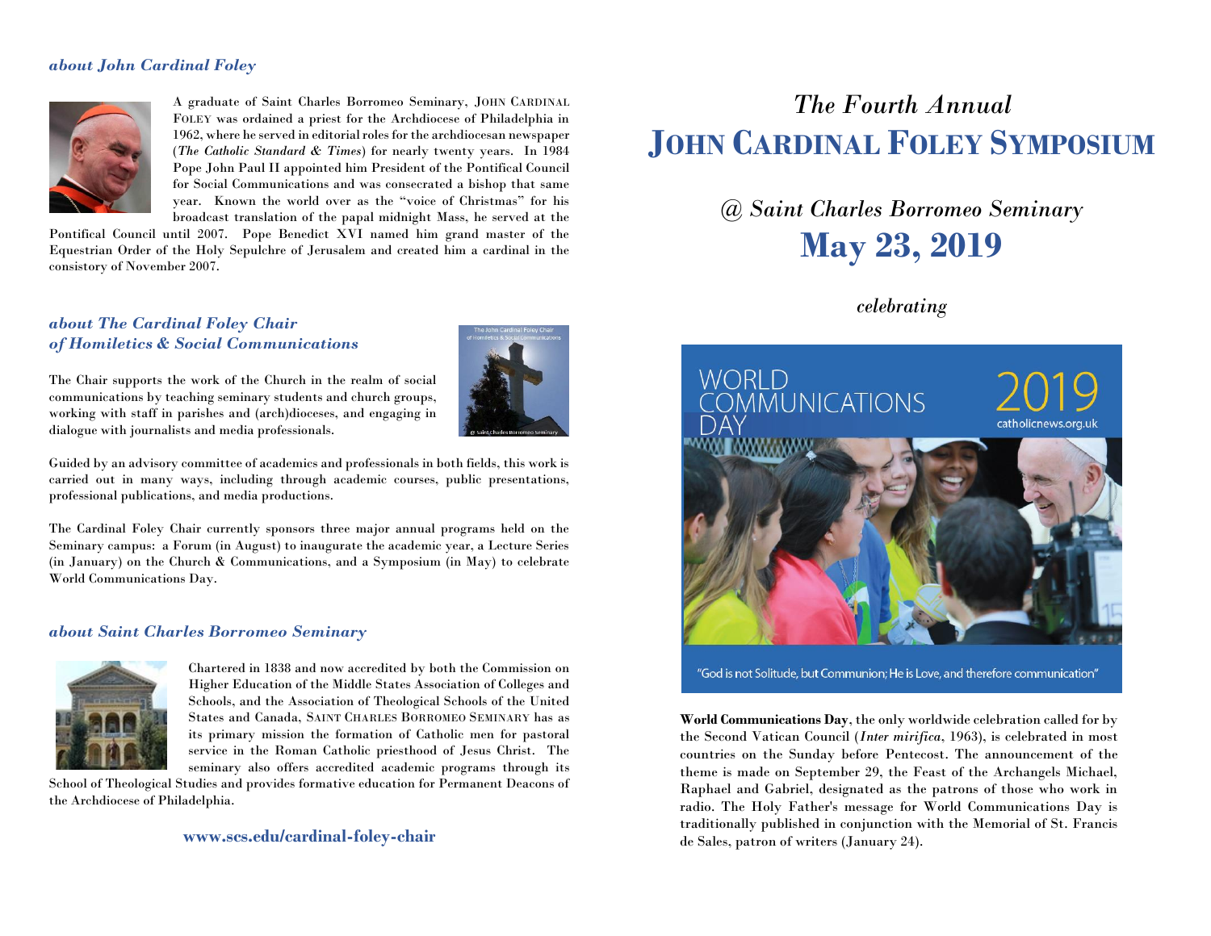## *about John Cardinal Foley*

A graduate of Saint Charles Borromeo Seminary, John Cardinal Foley was ordained a priest for the Archdiocese of Philadelphia in 1962, where he served in editorial roles for the archdiocesan newspaper (*The Catholic Standard & Times*) for nearly twenty years. In 1984 Pope John Paul II appointed him President of the Pontifical Council for Social Communications and was consecrated a bishop that same year. Known the world over as the "voice of Christmas" for his broadcast translation of the papal midnight Mass, he served at the Pontifical Council until 2007. Pope Benedict XVI named him grand master of the Equestrian Order of the Holy Sepulchre of Jerusalem and created him a cardinal in the consistory of November 2007.

## *about The Cardinal Foley Chair of Homiletics & Social Communications*

The Chair supports the work of the Church in the realm of social communications by teaching seminary students and church groups, working with staff in parishes and (arch)dioceses, and engaging in dialogue with journalists and media professionals.

Guided by an advisory committee of academics and professionals in both fields, this work is carried out in many ways, including through academic courses, public presentations, professional publications, and media productions.

The Cardinal Foley Chair currently sponsors three major annual programs held on the Seminary campus: a Forum (in August) to inaugurate the academic year, a Lecture Series (in January) on the Church & Communications, and a Symposium (in May) to celebrate World Communications Day.

## *about Saint Charles Borromeo Seminary*

Chartered in 1838 and now accredited by both the Commission on Higher Education of the Middle States Association of Colleges and Schools, and the Association of Theological Schools of the United States and Canada, Saint Charles Borromeo Seminary has as its primary mission the formation of Catholic men for pastoral service in the Roman Catholic priesthood of Jesus Christ. The seminary also offers accredited academic programs through its School of Theological Studies and provides formative education for Permanent Deacons of the Archdiocese of Philadelphia.

**www.scs.edu/cardinal-foley-chair**

*The Fourth Annual*

# John Cardinal Foley Symposium

*@ Saint Charles Borromeo Seminary*

**May 23, 2019**

*celebrating*

WORLD COMMUNICATIONS DAY 2019
catholicnews.org.uk

"God is not Solitude, but Communion; He is Love, and therefore communication"

**World Communications Day**, the only worldwide celebration called for by the Second Vatican Council (*Inter mirifica*, 1963), is celebrated in most countries on the Sunday before Pentecost. The announcement of the theme is made on September 29, the Feast of the Archangels Michael, Raphael and Gabriel, designated as the patrons of those who work in radio. The Holy Father's message for World Communications Day is traditionally published in conjunction with the Memorial of St. Francis de Sales, patron of writers (January 24).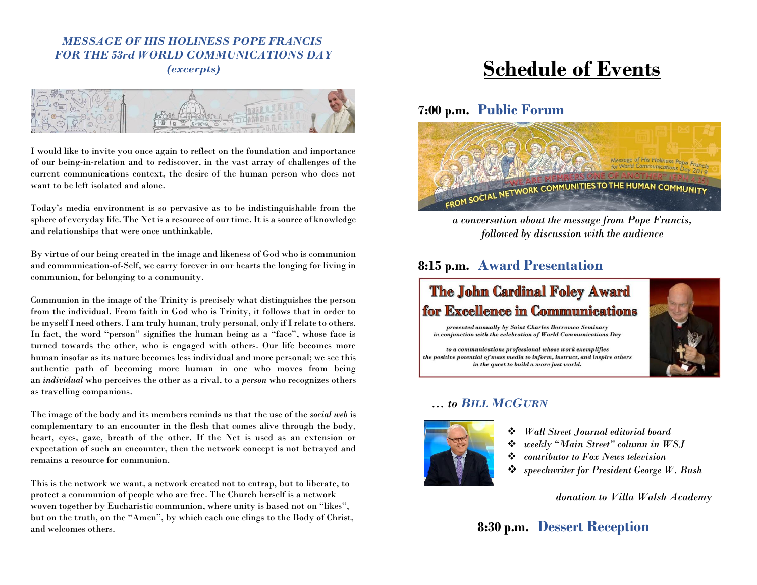*MESSAGE OF HIS HOLINESS POPE FRANCIS*
*FOR THE 53rd WORLD COMMUNICATIONS DAY*
*(excerpts)*

I would like to invite you once again to reflect on the foundation and importance of our being-in-relation and to rediscover, in the vast array of challenges of the current communications context, the desire of the human person who does not want to be left isolated and alone.

Today's media environment is so pervasive as to be indistinguishable from the sphere of everyday life. The Net is a resource of our time. It is a source of knowledge and relationships that were once unthinkable.

By virtue of our being created in the image and likeness of God who is communion and communication-of-Self, we carry forever in our hearts the longing for living in communion, for belonging to a community.

Communion in the image of the Trinity is precisely what distinguishes the person from the individual. From faith in God who is Trinity, it follows that in order to be myself I need others. I am truly human, truly personal, only if I relate to others. In fact, the word "person" signifies the human being as a "face", whose face is turned towards the other, who is engaged with others. Our life becomes more human insofar as its nature becomes less individual and more personal; we see this authentic path of becoming more human in one who moves from being an *individual* who perceives the other as a rival, to a *person* who recognizes others as travelling companions.

The image of the body and its members reminds us that the use of the *social web* is complementary to an encounter in the flesh that comes alive through the body, heart, eyes, gaze, breath of the other. If the Net is used as an extension or expectation of such an encounter, then the network concept is not betrayed and remains a resource for communion.

This is the network we want, a network created not to entrap, but to liberate, to protect a communion of people who are free. The Church herself is a network woven together by Eucharistic communion, where unity is based not on "likes", but on the truth, on the "Amen", by which each one clings to the Body of Christ, and welcomes others.

# Schedule of Events

## 7:00 p.m. Public Forum

Message of His Holiness Pope Francis for World Communications Day 2019
"WE ARE MEMBERS ONE OF ANOTHER" (EPH 4,25)
FROM SOCIAL NETWORK COMMUNITIES TO THE HUMAN COMMUNITY

*a conversation about the message from Pope Francis, followed by discussion with the audience*

## 8:15 p.m. Award Presentation

**The John Cardinal Foley Award for Excellence in Communications**

*presented annually by Saint Charles Borromeo Seminary in conjunction with the celebration of World Communications Day*

*to a communications professional whose work exemplifies the positive potential of mass media to inform, instruct, and inspire others in the quest to build a more just world.*

*… to* ***BILL MCGURN***

- *Wall Street Journal editorial board*
- *weekly "Main Street" column in WSJ*
- *contributor to Fox News television*
- *speechwriter for President George W. Bush*

*donation to Villa Walsh Academy*

## 8:30 p.m. Dessert Reception